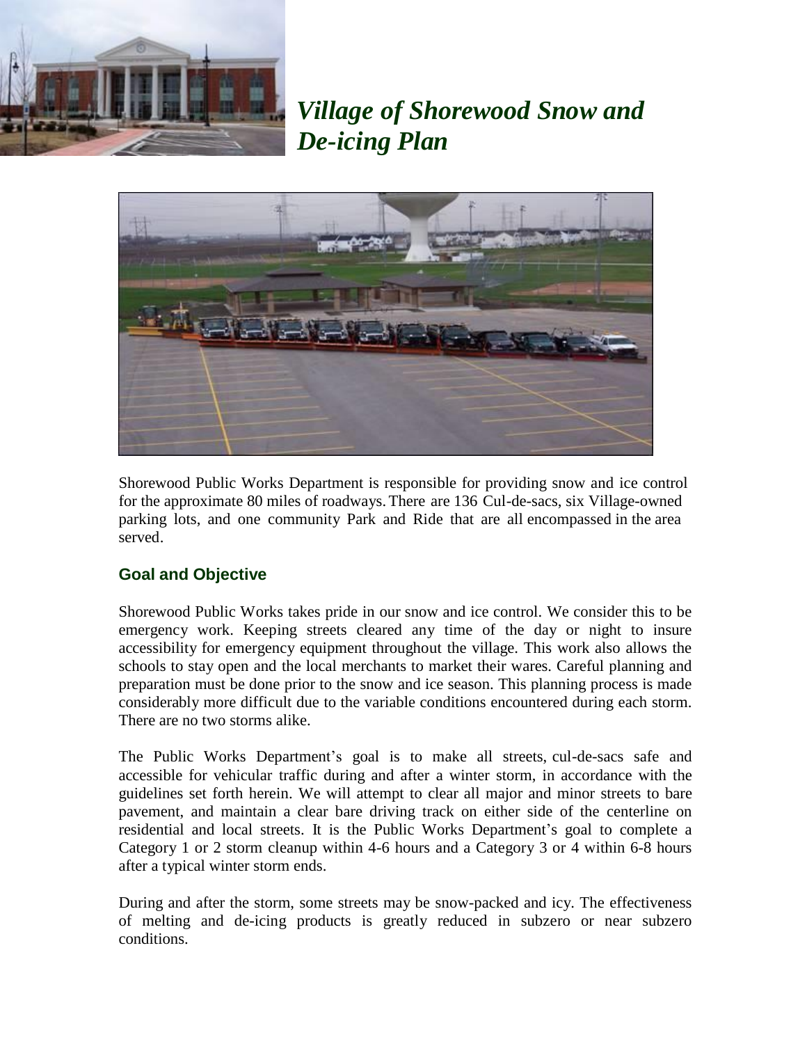# *Village of Shorewood Snow and De-icing Plan*

Shorewood Public Works Department is responsible for providing snow and ice control for the approximate 80 miles of roadways. There are 136 Cul-de-sacs, six Village-owned parking lots, and one community Park and Ride that are all encompassed in the area served.

## Goal and Objective

Shorewood Public Works takes pride in our snow and ice control. We consider this to be emergency work. Keeping streets cleared any time of the day or night to insure accessibility for emergency equipment throughout the village. This work also allows the schools to stay open and the local merchants to market their wares. Careful planning and preparation must be done prior to the snow and ice season. This planning process is made considerably more difficult due to the variable conditions encountered during each storm. There are no two storms alike.

The Public Works Department's goal is to make all streets, cul-de-sacs safe and accessible for vehicular traffic during and after a winter storm, in accordance with the guidelines set forth herein. We will attempt to clear all major and minor streets to bare pavement, and maintain a clear bare driving track on either side of the centerline on residential and local streets. It is the Public Works Department's goal to complete a Category 1 or 2 storm cleanup within 4-6 hours and a Category 3 or 4 within 6-8 hours after a typical winter storm ends.

During and after the storm, some streets may be snow-packed and icy. The effectiveness of melting and de-icing products is greatly reduced in subzero or near subzero conditions.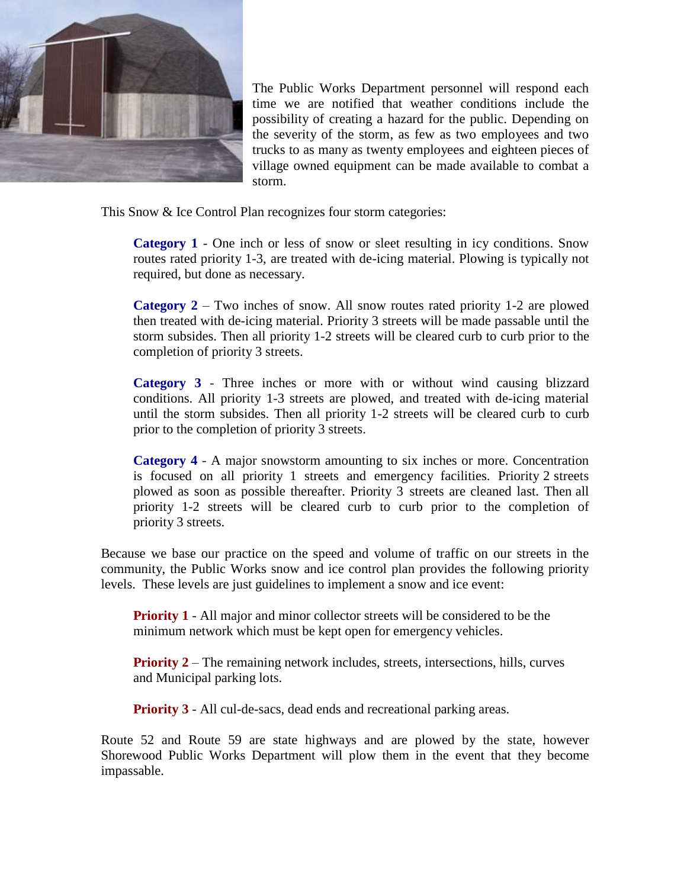The Public Works Department personnel will respond each time we are notified that weather conditions include the possibility of creating a hazard for the public. Depending on the severity of the storm, as few as two employees and two trucks to as many as twenty employees and eighteen pieces of village owned equipment can be made available to combat a storm.

This Snow & Ice Control Plan recognizes four storm categories:

**Category 1** - One inch or less of snow or sleet resulting in icy conditions. Snow routes rated priority 1-3, are treated with de-icing material. Plowing is typically not required, but done as necessary.

**Category 2** – Two inches of snow. All snow routes rated priority 1-2 are plowed then treated with de-icing material. Priority 3 streets will be made passable until the storm subsides. Then all priority 1-2 streets will be cleared curb to curb prior to the completion of priority 3 streets.

**Category 3** - Three inches or more with or without wind causing blizzard conditions. All priority 1-3 streets are plowed, and treated with de-icing material until the storm subsides. Then all priority 1-2 streets will be cleared curb to curb prior to the completion of priority 3 streets.

**Category 4** - A major snowstorm amounting to six inches or more. Concentration is focused on all priority 1 streets and emergency facilities. Priority 2 streets plowed as soon as possible thereafter. Priority 3 streets are cleaned last. Then all priority 1-2 streets will be cleared curb to curb prior to the completion of priority 3 streets.

Because we base our practice on the speed and volume of traffic on our streets in the community, the Public Works snow and ice control plan provides the following priority levels. These levels are just guidelines to implement a snow and ice event:

**Priority 1** - All major and minor collector streets will be considered to be the minimum network which must be kept open for emergency vehicles.

**Priority 2** – The remaining network includes, streets, intersections, hills, curves and Municipal parking lots.

**Priority 3** - All cul-de-sacs, dead ends and recreational parking areas.

Route 52 and Route 59 are state highways and are plowed by the state, however Shorewood Public Works Department will plow them in the event that they become impassable.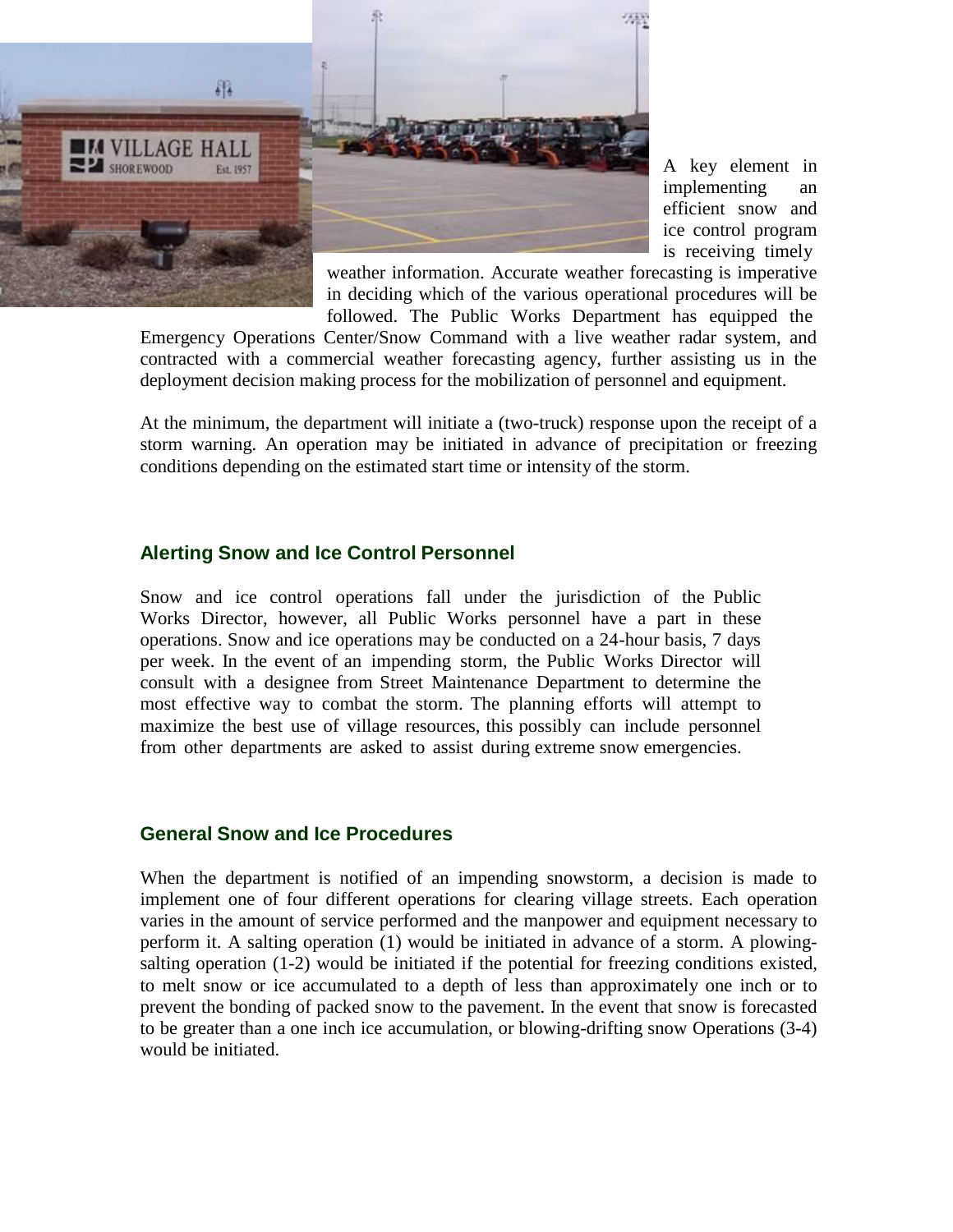A key element in implementing an efficient snow and ice control program is receiving timely weather information. Accurate weather forecasting is imperative in deciding which of the various operational procedures will be followed. The Public Works Department has equipped the Emergency Operations Center/Snow Command with a live weather radar system, and contracted with a commercial weather forecasting agency, further assisting us in the deployment decision making process for the mobilization of personnel and equipment.

At the minimum, the department will initiate a (two-truck) response upon the receipt of a storm warning. An operation may be initiated in advance of precipitation or freezing conditions depending on the estimated start time or intensity of the storm.

## Alerting Snow and Ice Control Personnel

Snow and ice control operations fall under the jurisdiction of the Public Works Director, however, all Public Works personnel have a part in these operations. Snow and ice operations may be conducted on a 24-hour basis, 7 days per week. In the event of an impending storm, the Public Works Director will consult with a designee from Street Maintenance Department to determine the most effective way to combat the storm. The planning efforts will attempt to maximize the best use of village resources, this possibly can include personnel from other departments are asked to assist during extreme snow emergencies.

## General Snow and Ice Procedures

When the department is notified of an impending snowstorm, a decision is made to implement one of four different operations for clearing village streets. Each operation varies in the amount of service performed and the manpower and equipment necessary to perform it. A salting operation (1) would be initiated in advance of a storm. A plowing-salting operation (1-2) would be initiated if the potential for freezing conditions existed, to melt snow or ice accumulated to a depth of less than approximately one inch or to prevent the bonding of packed snow to the pavement. In the event that snow is forecasted to be greater than a one inch ice accumulation, or blowing-drifting snow Operations (3-4) would be initiated.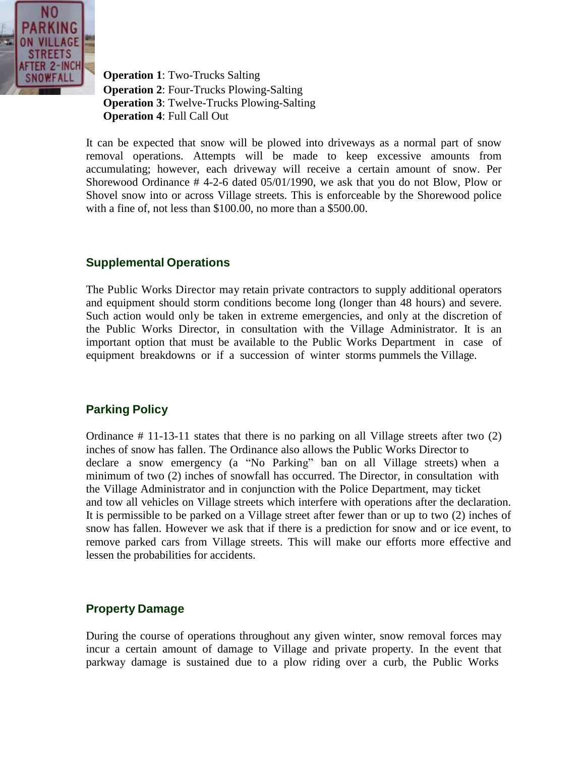**Operation 1**: Two-Trucks Salting
**Operation 2**: Four-Trucks Plowing-Salting
**Operation 3**: Twelve-Trucks Plowing-Salting
**Operation 4**: Full Call Out

It can be expected that snow will be plowed into driveways as a normal part of snow removal operations. Attempts will be made to keep excessive amounts from accumulating; however, each driveway will receive a certain amount of snow. Per Shorewood Ordinance # 4-2-6 dated 05/01/1990, we ask that you do not Blow, Plow or Shovel snow into or across Village streets. This is enforceable by the Shorewood police with a fine of, not less than $100.00, no more than a $500.00.

## Supplemental Operations

The Public Works Director may retain private contractors to supply additional operators and equipment should storm conditions become long (longer than 48 hours) and severe. Such action would only be taken in extreme emergencies, and only at the discretion of the Public Works Director, in consultation with the Village Administrator. It is an important option that must be available to the Public Works Department in case of equipment breakdowns or if a succession of winter storms pummels the Village.

## Parking Policy

Ordinance # 11-13-11 states that there is no parking on all Village streets after two (2) inches of snow has fallen. The Ordinance also allows the Public Works Director to declare a snow emergency (a "No Parking" ban on all Village streets) when a minimum of two (2) inches of snowfall has occurred. The Director, in consultation with the Village Administrator and in conjunction with the Police Department, may ticket and tow all vehicles on Village streets which interfere with operations after the declaration. It is permissible to be parked on a Village street after fewer than or up to two (2) inches of snow has fallen. However we ask that if there is a prediction for snow and or ice event, to remove parked cars from Village streets. This will make our efforts more effective and lessen the probabilities for accidents.

## Property Damage

During the course of operations throughout any given winter, snow removal forces may incur a certain amount of damage to Village and private property. In the event that parkway damage is sustained due to a plow riding over a curb, the Public Works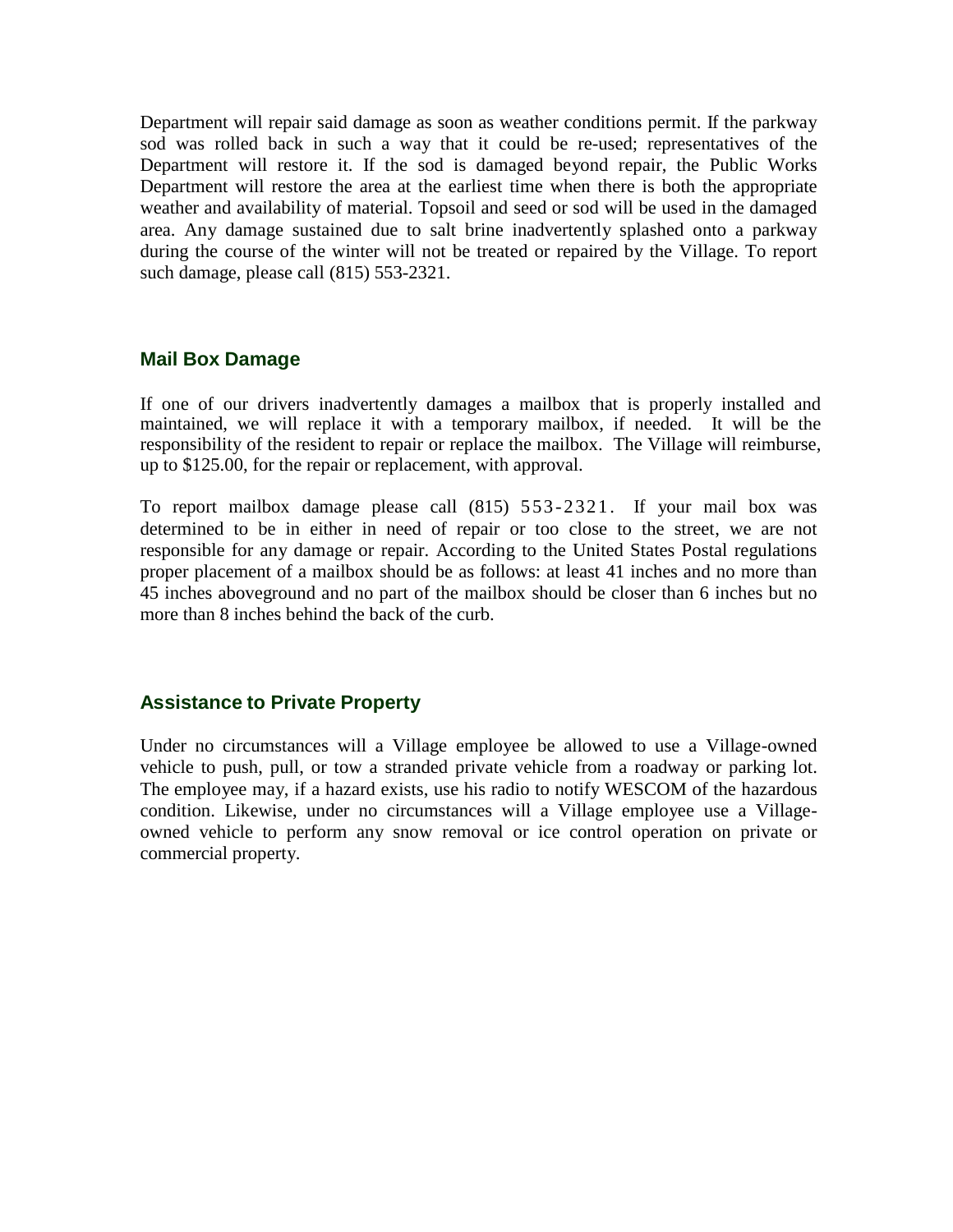Department will repair said damage as soon as weather conditions permit. If the parkway sod was rolled back in such a way that it could be re-used; representatives of the Department will restore it. If the sod is damaged beyond repair, the Public Works Department will restore the area at the earliest time when there is both the appropriate weather and availability of material. Topsoil and seed or sod will be used in the damaged area. Any damage sustained due to salt brine inadvertently splashed onto a parkway during the course of the winter will not be treated or repaired by the Village. To report such damage, please call (815) 553-2321.

### Mail Box Damage

If one of our drivers inadvertently damages a mailbox that is properly installed and maintained, we will replace it with a temporary mailbox, if needed. It will be the responsibility of the resident to repair or replace the mailbox. The Village will reimburse, up to $125.00, for the repair or replacement, with approval.

To report mailbox damage please call (815) 553-2321. If your mail box was determined to be in either in need of repair or too close to the street, we are not responsible for any damage or repair. According to the United States Postal regulations proper placement of a mailbox should be as follows: at least 41 inches and no more than 45 inches aboveground and no part of the mailbox should be closer than 6 inches but no more than 8 inches behind the back of the curb.

### Assistance to Private Property

Under no circumstances will a Village employee be allowed to use a Village-owned vehicle to push, pull, or tow a stranded private vehicle from a roadway or parking lot. The employee may, if a hazard exists, use his radio to notify WESCOM of the hazardous condition. Likewise, under no circumstances will a Village employee use a Village-owned vehicle to perform any snow removal or ice control operation on private or commercial property.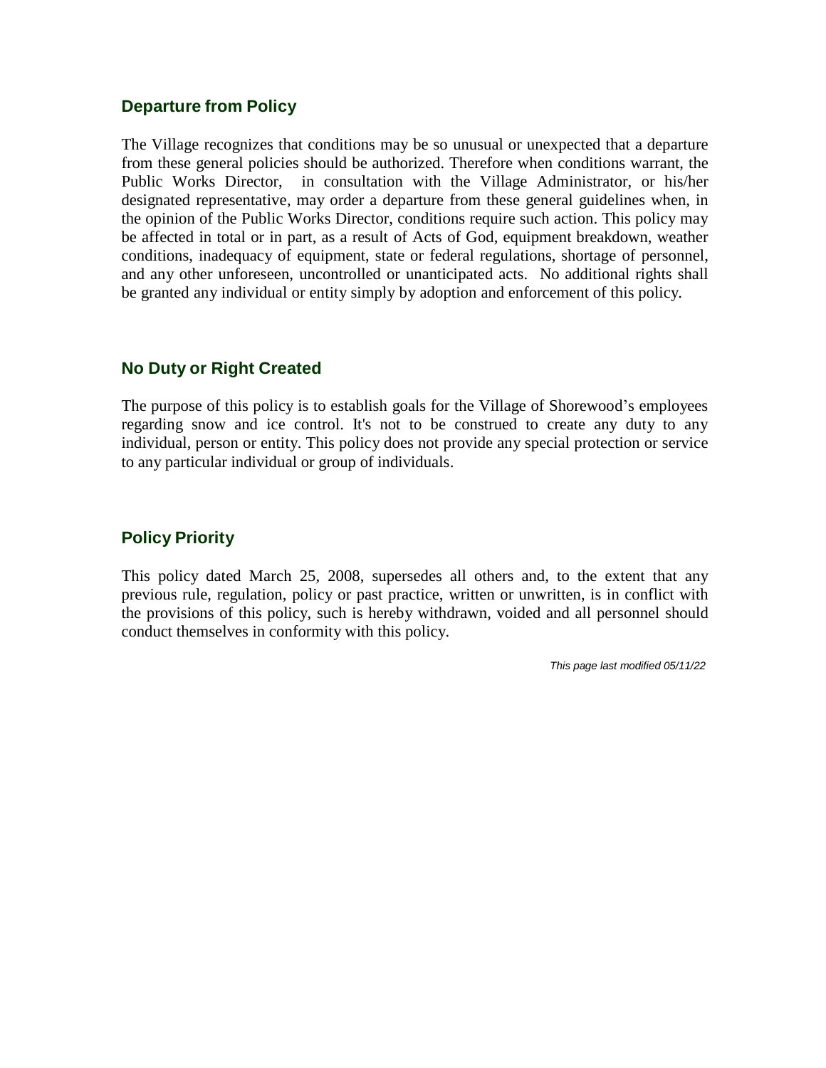## Departure from Policy

The Village recognizes that conditions may be so unusual or unexpected that a departure from these general policies should be authorized. Therefore when conditions warrant, the Public Works Director, in consultation with the Village Administrator, or his/her designated representative, may order a departure from these general guidelines when, in the opinion of the Public Works Director, conditions require such action. This policy may be affected in total or in part, as a result of Acts of God, equipment breakdown, weather conditions, inadequacy of equipment, state or federal regulations, shortage of personnel, and any other unforeseen, uncontrolled or unanticipated acts. No additional rights shall be granted any individual or entity simply by adoption and enforcement of this policy.

## No Duty or Right Created

The purpose of this policy is to establish goals for the Village of Shorewood's employees regarding snow and ice control. It's not to be construed to create any duty to any individual, person or entity. This policy does not provide any special protection or service to any particular individual or group of individuals.

## Policy Priority

This policy dated March 25, 2008, supersedes all others and, to the extent that any previous rule, regulation, policy or past practice, written or unwritten, is in conflict with the provisions of this policy, such is hereby withdrawn, voided and all personnel should conduct themselves in conformity with this policy.

*This page last modified 05/11/22*